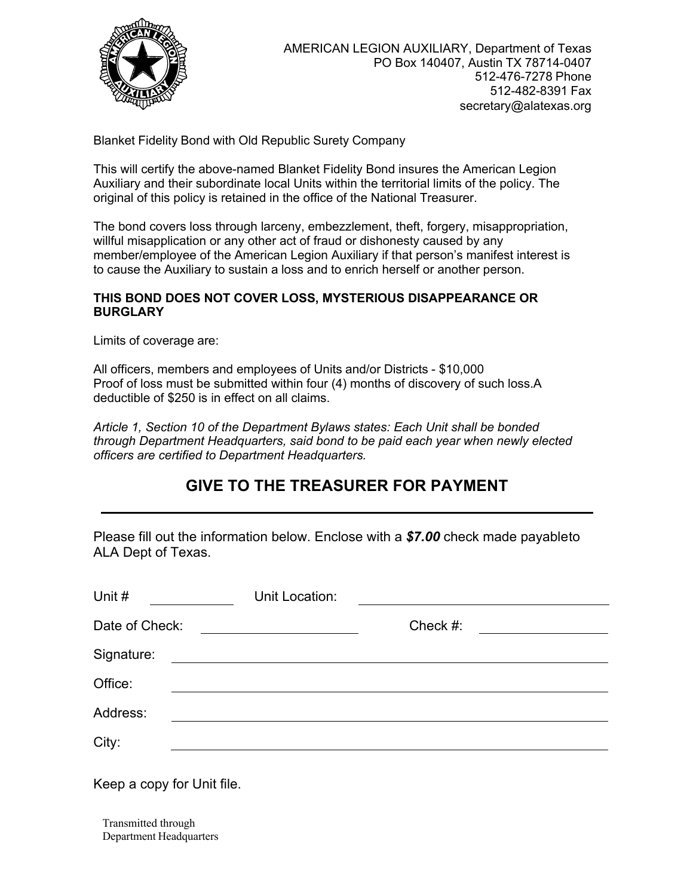AMERICAN LEGION AUXILIARY, Department of Texas
PO Box 140407, Austin TX 78714-0407
512-476-7278 Phone
512-482-8391 Fax
secretary@alatexas.org

Blanket Fidelity Bond with Old Republic Surety Company

This will certify the above-named Blanket Fidelity Bond insures the American Legion Auxiliary and their subordinate local Units within the territorial limits of the policy. The original of this policy is retained in the office of the National Treasurer.

The bond covers loss through larceny, embezzlement, theft, forgery, misappropriation, willful misapplication or any other act of fraud or dishonesty caused by any member/employee of the American Legion Auxiliary if that person's manifest interest is to cause the Auxiliary to sustain a loss and to enrich herself or another person.

**THIS BOND DOES NOT COVER LOSS, MYSTERIOUS DISAPPEARANCE OR BURGLARY**

Limits of coverage are:

All officers, members and employees of Units and/or Districts - $10,000
Proof of loss must be submitted within four (4) months of discovery of such loss.A deductible of $250 is in effect on all claims.

*Article 1, Section 10 of the Department Bylaws states: Each Unit shall be bonded through Department Headquarters, said bond to be paid each year when newly elected officers are certified to Department Headquarters.*

## GIVE TO THE TREASURER FOR PAYMENT

---

Please fill out the information below. Enclose with a ***$7.00*** check made payableto ALA Dept of Texas.

Unit # \_\_\_\_\_\_\_\_\_\_ Unit Location: \_\_\_\_\_\_\_\_\_\_\_\_\_\_\_\_\_\_\_\_\_\_\_\_

Date of Check: \_\_\_\_\_\_\_\_\_\_\_\_\_\_\_\_ Check #: \_\_\_\_\_\_\_\_\_\_\_\_

Signature: \_\_\_\_\_\_\_\_\_\_\_\_\_\_\_\_\_\_\_\_\_\_\_\_\_\_\_\_\_\_\_\_\_\_\_\_

Office: \_\_\_\_\_\_\_\_\_\_\_\_\_\_\_\_\_\_\_\_\_\_\_\_\_\_\_\_\_\_\_\_\_\_\_\_

Address: \_\_\_\_\_\_\_\_\_\_\_\_\_\_\_\_\_\_\_\_\_\_\_\_\_\_\_\_\_\_\_\_\_\_\_\_

City: \_\_\_\_\_\_\_\_\_\_\_\_\_\_\_\_\_\_\_\_\_\_\_\_\_\_\_\_\_\_\_\_\_\_\_\_

Keep a copy for Unit file.

Transmitted through
Department Headquarters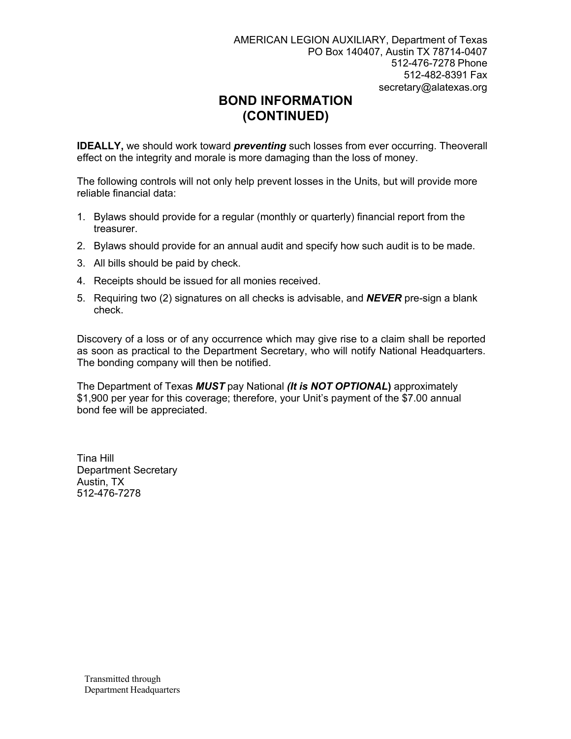AMERICAN LEGION AUXILIARY, Department of Texas
PO Box 140407, Austin TX 78714-0407
512-476-7278 Phone
512-482-8391 Fax
secretary@alatexas.org

# BOND INFORMATION (CONTINUED)

**IDEALLY,** we should work toward ***preventing*** such losses from ever occurring. Theoverall effect on the integrity and morale is more damaging than the loss of money.

The following controls will not only help prevent losses in the Units, but will provide more reliable financial data:

1. Bylaws should provide for a regular (monthly or quarterly) financial report from the treasurer.
2. Bylaws should provide for an annual audit and specify how such audit is to be made.
3. All bills should be paid by check.
4. Receipts should be issued for all monies received.
5. Requiring two (2) signatures on all checks is advisable, and ***NEVER*** pre-sign a blank check.

Discovery of a loss or of any occurrence which may give rise to a claim shall be reported as soon as practical to the Department Secretary, who will notify National Headquarters. The bonding company will then be notified.

The Department of Texas ***MUST*** pay National ***(It is NOT OPTIONAL*****)** approximately $1,900 per year for this coverage; therefore, your Unit's payment of the $7.00 annual bond fee will be appreciated.

Tina Hill
Department Secretary
Austin, TX
512-476-7278

Transmitted through
Department Headquarters